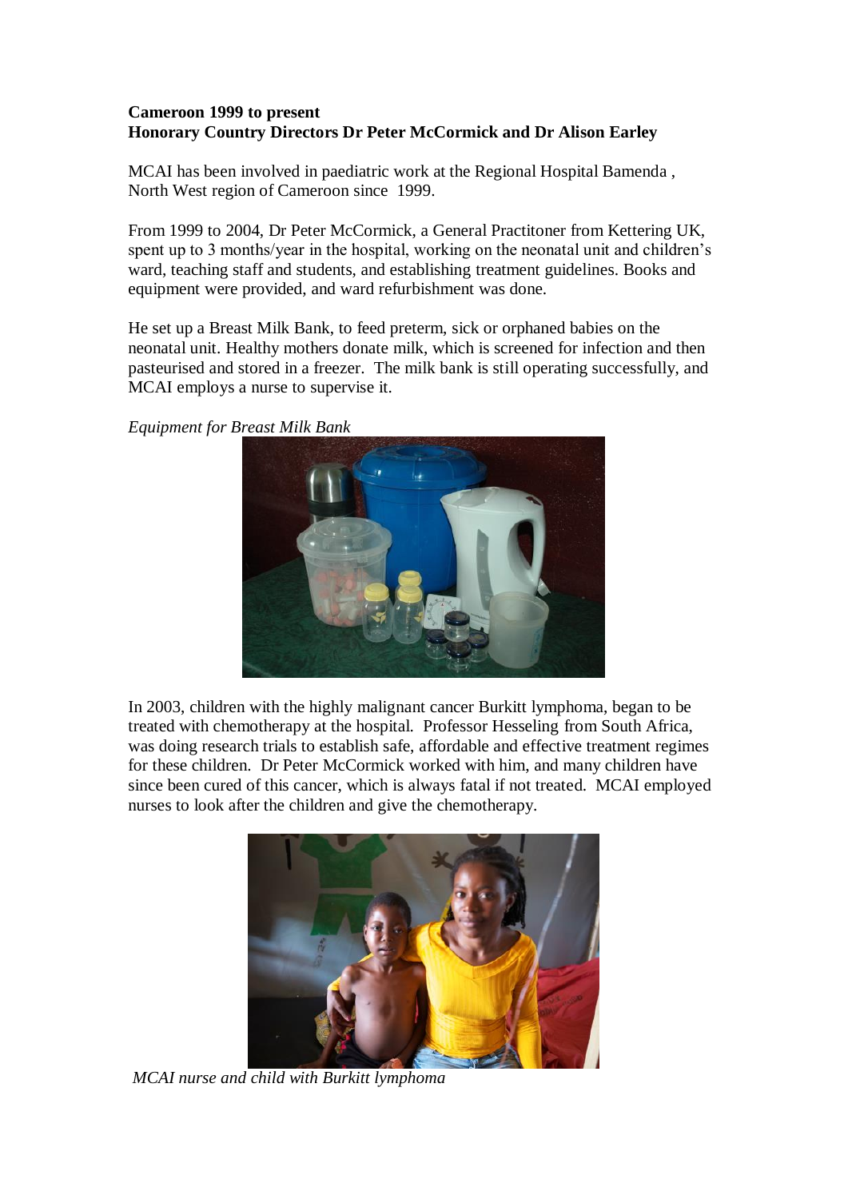**Cameroon 1999 to present**
**Honorary Country Directors Dr Peter McCormick and Dr Alison Earley**

MCAI has been involved in paediatric work at the Regional Hospital Bamenda , North West region of Cameroon since 1999.

From 1999 to 2004, Dr Peter McCormick, a General Practitoner from Kettering UK, spent up to 3 months/year in the hospital, working on the neonatal unit and children's ward, teaching staff and students, and establishing treatment guidelines. Books and equipment were provided, and ward refurbishment was done.

He set up a Breast Milk Bank, to feed preterm, sick or orphaned babies on the neonatal unit. Healthy mothers donate milk, which is screened for infection and then pasteurised and stored in a freezer. The milk bank is still operating successfully, and MCAI employs a nurse to supervise it.

*Equipment for Breast Milk Bank*

In 2003, children with the highly malignant cancer Burkitt lymphoma, began to be treated with chemotherapy at the hospital. Professor Hesseling from South Africa, was doing research trials to establish safe, affordable and effective treatment regimes for these children. Dr Peter McCormick worked with him, and many children have since been cured of this cancer, which is always fatal if not treated. MCAI employed nurses to look after the children and give the chemotherapy.

*MCAI nurse and child with Burkitt lymphoma*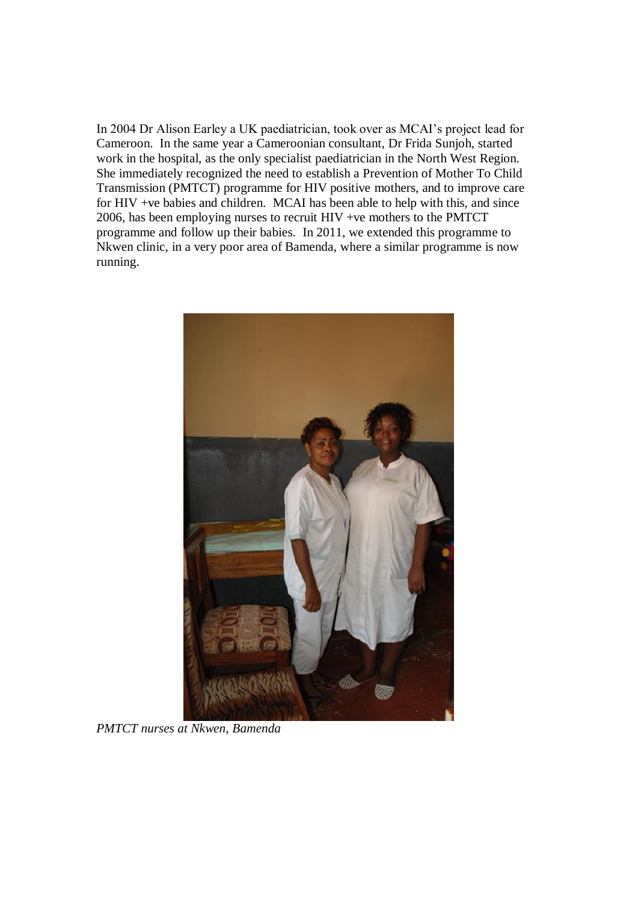In 2004 Dr Alison Earley a UK paediatrician, took over as MCAI's project lead for Cameroon. In the same year a Cameroonian consultant, Dr Frida Sunjoh, started work in the hospital, as the only specialist paediatrician in the North West Region. She immediately recognized the need to establish a Prevention of Mother To Child Transmission (PMTCT) programme for HIV positive mothers, and to improve care for HIV +ve babies and children. MCAI has been able to help with this, and since 2006, has been employing nurses to recruit HIV +ve mothers to the PMTCT programme and follow up their babies. In 2011, we extended this programme to Nkwen clinic, in a very poor area of Bamenda, where a similar programme is now running.

*PMTCT nurses at Nkwen, Bamenda*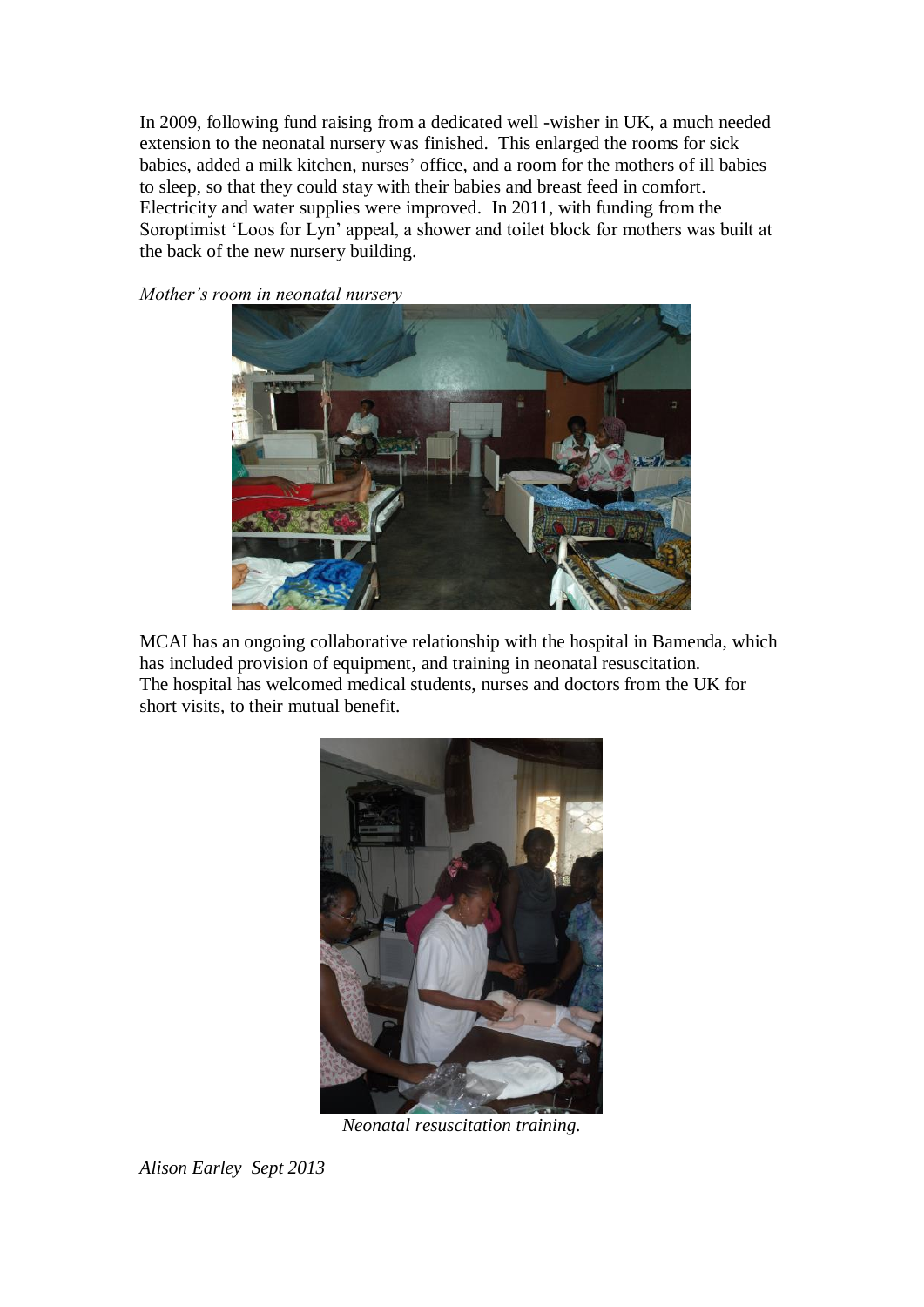In 2009, following fund raising from a dedicated well -wisher in UK, a much needed extension to the neonatal nursery was finished. This enlarged the rooms for sick babies, added a milk kitchen, nurses' office, and a room for the mothers of ill babies to sleep, so that they could stay with their babies and breast feed in comfort. Electricity and water supplies were improved. In 2011, with funding from the Soroptimist 'Loos for Lyn' appeal, a shower and toilet block for mothers was built at the back of the new nursery building.

*Mother's room in neonatal nursery*

MCAI has an ongoing collaborative relationship with the hospital in Bamenda, which has included provision of equipment, and training in neonatal resuscitation.
The hospital has welcomed medical students, nurses and doctors from the UK for short visits, to their mutual benefit.

*Neonatal resuscitation training.*

*Alison Earley Sept 2013*